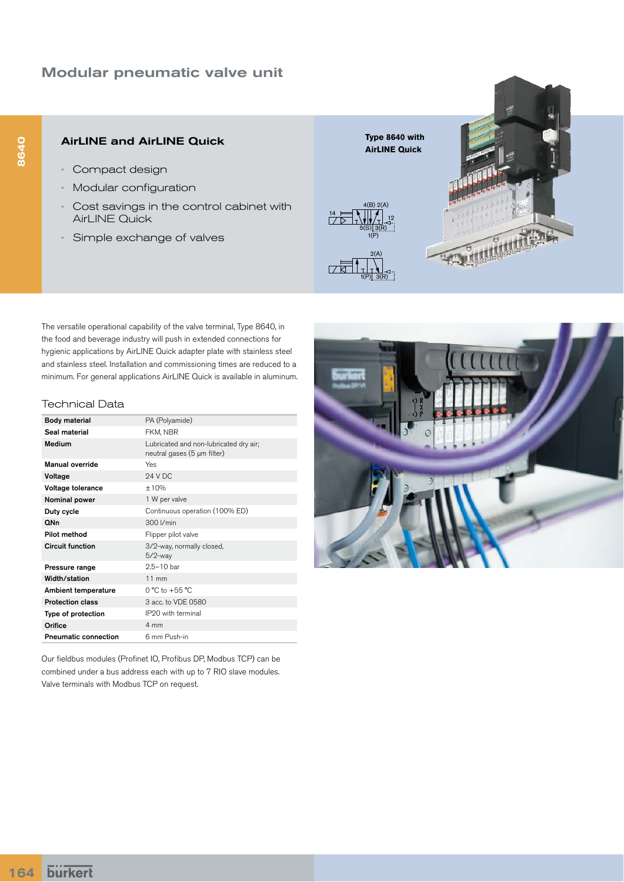# Modular pneumatic valve unit

## AirLINE and AirLINE Quick

- Compact design
- Modular configuration
- Cost savings in the control cabinet with AirLINE Quick
- Simple exchange of valves

**Type 8640 with AirLINE Quick**

The versatile operational capability of the valve terminal, Type 8640, in the food and beverage industry will push in extended connections for hygienic applications by AirLINE Quick adapter plate with stainless steel and stainless steel. Installation and commissioning times are reduced to a minimum. For general applications AirLINE Quick is available in aluminum.

### Technical Data

| | |
|---|---|
| **Body material** | PA (Polyamide) |
| **Seal material** | FKM, NBR |
| **Medium** | Lubricated and non-lubricated dry air; neutral gases (5 µm filter) |
| **Manual override** | Yes |
| **Voltage** | 24 V DC |
| **Voltage tolerance** | ±10% |
| **Nominal power** | 1 W per valve |
| **Duty cycle** | Continuous operation (100% ED) |
| **QNn** | 300 l/min |
| **Pilot method** | Flipper pilot valve |
| **Circuit function** | 3/2-way, normally closed, 5/2-way |
| **Pressure range** | 2.5–10 bar |
| **Width/station** | 11 mm |
| **Ambient temperature** | 0 °C to +55 °C |
| **Protection class** | 3 acc. to VDE 0580 |
| **Type of protection** | IP20 with terminal |
| **Orifice** | 4 mm |
| **Pneumatic connection** | 6 mm Push-in |

Our fieldbus modules (Profinet IO, Profibus DP, Modbus TCP) can be combined under a bus address each with up to 7 RIO slave modules. Valve terminals with Modbus TCP on request.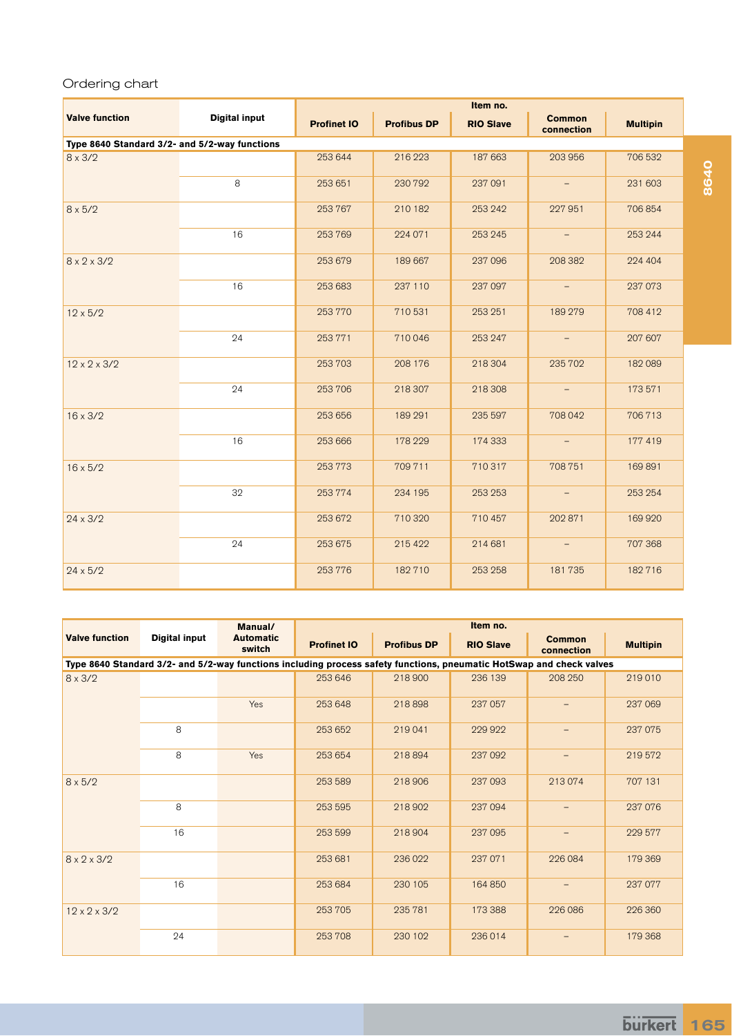Ordering chart

| Valve function | Digital input | Item no. | | | | |
|---|---|---|---|---|---|---|
| | | Profinet IO | Profibus DP | RIO Slave | Common connection | Multipin |
| **Type 8640 Standard 3/2- and 5/2-way functions** | | | | | | |
| 8 x 3/2 | | 253 644 | 216 223 | 187 663 | 203 956 | 706 532 |
| | 8 | 253 651 | 230 792 | 237 091 | – | 231 603 |
| 8 x 5/2 | | 253 767 | 210 182 | 253 242 | 227 951 | 706 854 |
| | 16 | 253 769 | 224 071 | 253 245 | – | 253 244 |
| 8 x 2 x 3/2 | | 253 679 | 189 667 | 237 096 | 208 382 | 224 404 |
| | 16 | 253 683 | 237 110 | 237 097 | – | 237 073 |
| 12 x 5/2 | | 253 770 | 710 531 | 253 251 | 189 279 | 708 412 |
| | 24 | 253 771 | 710 046 | 253 247 | – | 207 607 |
| 12 x 2 x 3/2 | | 253 703 | 208 176 | 218 304 | 235 702 | 182 089 |
| | 24 | 253 706 | 218 307 | 218 308 | – | 173 571 |
| 16 x 3/2 | | 253 656 | 189 291 | 235 597 | 708 042 | 706 713 |
| | 16 | 253 666 | 178 229 | 174 333 | – | 177 419 |
| 16 x 5/2 | | 253 773 | 709 711 | 710 317 | 708 751 | 169 891 |
| | 32 | 253 774 | 234 195 | 253 253 | – | 253 254 |
| 24 x 3/2 | | 253 672 | 710 320 | 710 457 | 202 871 | 169 920 |
| | 24 | 253 675 | 215 422 | 214 681 | – | 707 368 |
| 24 x 5/2 | | 253 776 | 182 710 | 253 258 | 181 735 | 182 716 |

| Valve function | Digital input | Manual/ Automatic switch | Item no. | | | | |
|---|---|---|---|---|---|---|---|
| | | | Profinet IO | Profibus DP | RIO Slave | Common connection | Multipin |
| **Type 8640 Standard 3/2- and 5/2-way functions including process safety functions, pneumatic HotSwap and check valves** | | | | | | | |
| 8 x 3/2 | | | 253 646 | 218 900 | 236 139 | 208 250 | 219 010 |
| | | Yes | 253 648 | 218 898 | 237 057 | – | 237 069 |
| | 8 | | 253 652 | 219 041 | 229 922 | – | 237 075 |
| | 8 | Yes | 253 654 | 218 894 | 237 092 | – | 219 572 |
| 8 x 5/2 | | | 253 589 | 218 906 | 237 093 | 213 074 | 707 131 |
| | 8 | | 253 595 | 218 902 | 237 094 | – | 237 076 |
| | 16 | | 253 599 | 218 904 | 237 095 | – | 229 577 |
| 8 x 2 x 3/2 | | | 253 681 | 236 022 | 237 071 | 226 084 | 179 369 |
| | 16 | | 253 684 | 230 105 | 164 850 | – | 237 077 |
| 12 x 2 x 3/2 | | | 253 705 | 235 781 | 173 388 | 226 086 | 226 360 |
| | 24 | | 253 708 | 230 102 | 236 014 | – | 179 368 |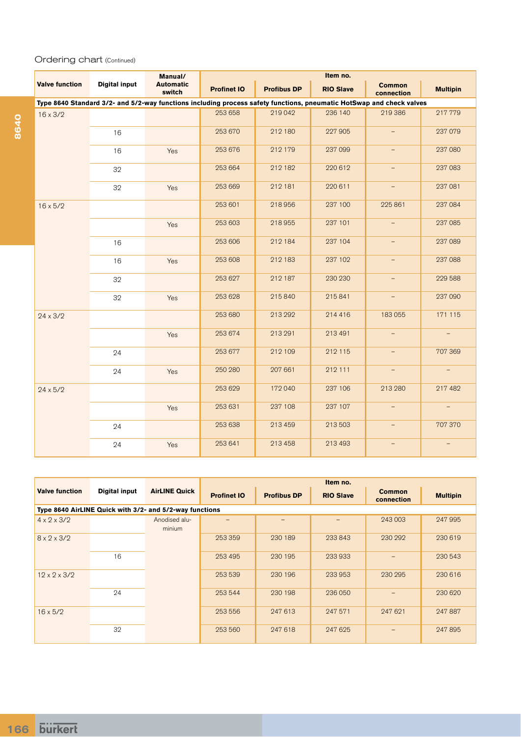## Ordering chart (Continued)

| Valve function | Digital input | Manual/ Automatic switch | Item no. | | | | |
|---|---|---|---|---|---|---|---|
| | | | Profinet IO | Profibus DP | RIO Slave | Common connection | Multipin |
| **Type 8640 Standard 3/2- and 5/2-way functions including process safety functions, pneumatic HotSwap and check valves** | | | | | | | |
| 16 x 3/2 | | | 253 658 | 219 042 | 236 140 | 219 386 | 217 779 |
| | 16 | | 253 670 | 212 180 | 227 905 | – | 237 079 |
| | 16 | Yes | 253 676 | 212 179 | 237 099 | – | 237 080 |
| | 32 | | 253 664 | 212 182 | 220 612 | – | 237 083 |
| | 32 | Yes | 253 669 | 212 181 | 220 611 | – | 237 081 |
| 16 x 5/2 | | | 253 601 | 218 956 | 237 100 | 225 861 | 237 084 |
| | | Yes | 253 603 | 218 955 | 237 101 | – | 237 085 |
| | 16 | | 253 606 | 212 184 | 237 104 | – | 237 089 |
| | 16 | Yes | 253 608 | 212 183 | 237 102 | – | 237 088 |
| | 32 | | 253 627 | 212 187 | 230 230 | – | 229 588 |
| | 32 | Yes | 253 628 | 215 840 | 215 841 | – | 237 090 |
| 24 x 3/2 | | | 253 680 | 213 292 | 214 416 | 183 055 | 171 115 |
| | | Yes | 253 674 | 213 291 | 213 491 | – | – |
| | 24 | | 253 677 | 212 109 | 212 115 | – | 707 369 |
| | 24 | Yes | 250 280 | 207 661 | 212 111 | – | – |
| 24 x 5/2 | | | 253 629 | 172 040 | 237 106 | 213 280 | 217 482 |
| | | Yes | 253 631 | 237 108 | 237 107 | – | – |
| | 24 | | 253 638 | 213 459 | 213 503 | – | 707 370 |
| | 24 | Yes | 253 641 | 213 458 | 213 493 | – | – |

| Valve function | Digital input | AirLINE Quick | Item no. | | | | |
|---|---|---|---|---|---|---|---|
| | | | Profinet IO | Profibus DP | RIO Slave | Common connection | Multipin |
| **Type 8640 AirLINE Quick with 3/2- and 5/2-way functions** | | | | | | | |
| 4 x 2 x 3/2 | | Anodised aluminium | – | – | – | 243 003 | 247 995 |
| 8 x 2 x 3/2 | | | 253 359 | 230 189 | 233 843 | 230 292 | 230 619 |
| | 16 | | 253 495 | 230 195 | 233 933 | – | 230 543 |
| 12 x 2 x 3/2 | | | 253 539 | 230 196 | 233 953 | 230 295 | 230 616 |
| | 24 | | 253 544 | 230 198 | 236 050 | – | 230 620 |
| 16 x 5/2 | | | 253 556 | 247 613 | 247 571 | 247 621 | 247 887 |
| | 32 | | 253 560 | 247 618 | 247 625 | – | 247 895 |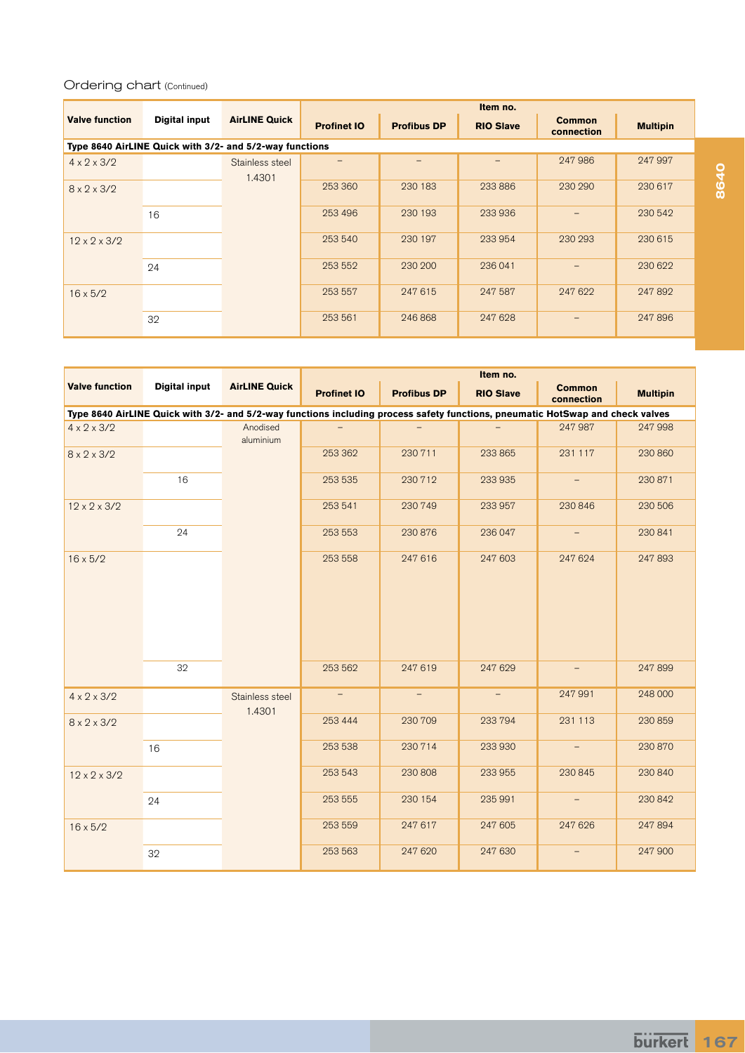Ordering chart (Continued)

| Valve function | Digital input | AirLINE Quick | Item no. | | | | |
|---|---|---|---|---|---|---|---|
| | | | Profinet IO | Profibus DP | RIO Slave | Common connection | Multipin |
| **Type 8640 AirLINE Quick with 3/2- and 5/2-way functions** | | | | | | | |
| 4 x 2 x 3/2 | | Stainless steel 1.4301 | – | – | – | 247 986 | 247 997 |
| 8 x 2 x 3/2 | | | 253 360 | 230 183 | 233 886 | 230 290 | 230 617 |
| | 16 | | 253 496 | 230 193 | 233 936 | – | 230 542 |
| 12 x 2 x 3/2 | | | 253 540 | 230 197 | 233 954 | 230 293 | 230 615 |
| | 24 | | 253 552 | 230 200 | 236 041 | – | 230 622 |
| 16 x 5/2 | | | 253 557 | 247 615 | 247 587 | 247 622 | 247 892 |
| | 32 | | 253 561 | 246 868 | 247 628 | – | 247 896 |

| Valve function | Digital input | AirLINE Quick | Item no. | | | | |
|---|---|---|---|---|---|---|---|
| | | | Profinet IO | Profibus DP | RIO Slave | Common connection | Multipin |
| **Type 8640 AirLINE Quick with 3/2- and 5/2-way functions including process safety functions, pneumatic HotSwap and check valves** | | | | | | | |
| 4 x 2 x 3/2 | | Anodised aluminium | – | – | – | 247 987 | 247 998 |
| 8 x 2 x 3/2 | | | 253 362 | 230 711 | 233 865 | 231 117 | 230 860 |
| | 16 | | 253 535 | 230 712 | 233 935 | – | 230 871 |
| 12 x 2 x 3/2 | | | 253 541 | 230 749 | 233 957 | 230 846 | 230 506 |
| | 24 | | 253 553 | 230 876 | 236 047 | – | 230 841 |
| 16 x 5/2 | | | 253 558 | 247 616 | 247 603 | 247 624 | 247 893 |
| | 32 | | 253 562 | 247 619 | 247 629 | – | 247 899 |
| 4 x 2 x 3/2 | | Stainless steel 1.4301 | – | – | – | 247 991 | 248 000 |
| 8 x 2 x 3/2 | | | 253 444 | 230 709 | 233 794 | 231 113 | 230 859 |
| | 16 | | 253 538 | 230 714 | 233 930 | – | 230 870 |
| 12 x 2 x 3/2 | | | 253 543 | 230 808 | 233 955 | 230 845 | 230 840 |
| | 24 | | 253 555 | 230 154 | 235 991 | – | 230 842 |
| 16 x 5/2 | | | 253 559 | 247 617 | 247 605 | 247 626 | 247 894 |
| | 32 | | 253 563 | 247 620 | 247 630 | – | 247 900 |